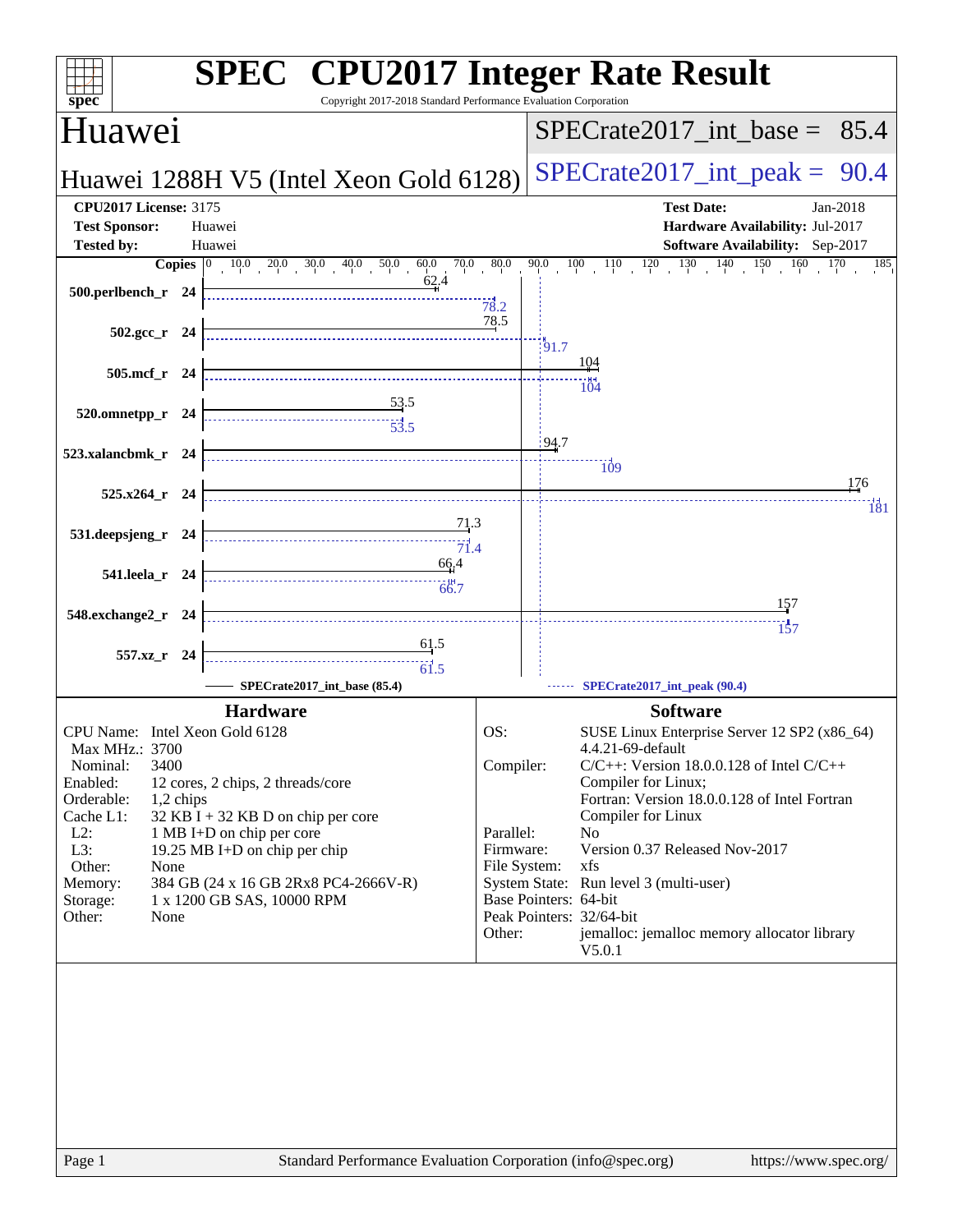# SPEC CPU2017 Integer Rate Result

Copyright 2017-2018 Standard Performance Evaluation Corporation

## Huawei

**Huawei 1288H V5 (Intel Xeon Gold 6128)**

SPECrate2017_int_base = 85.4

SPECrate2017_int_peak = 90.4

**CPU2017 License:** 3175
**Test Sponsor:** Huawei
**Tested by:** Huawei

**Test Date:** Jan-2018
**Hardware Availability:** Jul-2017
**Software Availability:** Sep-2017

| Benchmark | Copies | Base | Peak |
|---|---|---|---|
| 500.perlbench_r | 24 | 62.4 | 78.2 |
| 502.gcc_r | 24 | 78.5 | 91.7 |
| 505.mcf_r | 24 | 104 | 104 |
| 520.omnetpp_r | 24 | 53.5 | 53.5 |
| 523.xalancbmk_r | 24 | 94.7 | 109 |
| 525.x264_r | 24 | 176 | 181 |
| 531.deepsjeng_r | 24 | 71.3 | 71.4 |
| 541.leela_r | 24 | 66.4 | 66.7 |
| 548.exchange2_r | 24 | 157 | 157 |
| 557.xz_r | 24 | 61.5 | 61.5 |

SPECrate2017_int_base (85.4) — SPECrate2017_int_peak (90.4)

### Hardware

| | |
|---|---|
| CPU Name: | Intel Xeon Gold 6128 |
| Max MHz.: | 3700 |
| Nominal: | 3400 |
| Enabled: | 12 cores, 2 chips, 2 threads/core |
| Orderable: | 1,2 chips |
| Cache L1: | 32 KB I + 32 KB D on chip per core |
| L2: | 1 MB I+D on chip per core |
| L3: | 19.25 MB I+D on chip per chip |
| Other: | None |
| Memory: | 384 GB (24 x 16 GB 2Rx8 PC4-2666V-R) |
| Storage: | 1 x 1200 GB SAS, 10000 RPM |
| Other: | None |

### Software

| | |
|---|---|
| OS: | SUSE Linux Enterprise Server 12 SP2 (x86_64) 4.4.21-69-default |
| Compiler: | C/C++: Version 18.0.0.128 of Intel C/C++ Compiler for Linux; Fortran: Version 18.0.0.128 of Intel Fortran Compiler for Linux |
| Parallel: | No |
| Firmware: | Version 0.37 Released Nov-2017 |
| File System: | xfs |
| System State: | Run level 3 (multi-user) |
| Base Pointers: | 64-bit |
| Peak Pointers: | 32/64-bit |
| Other: | jemalloc: jemalloc memory allocator library V5.0.1 |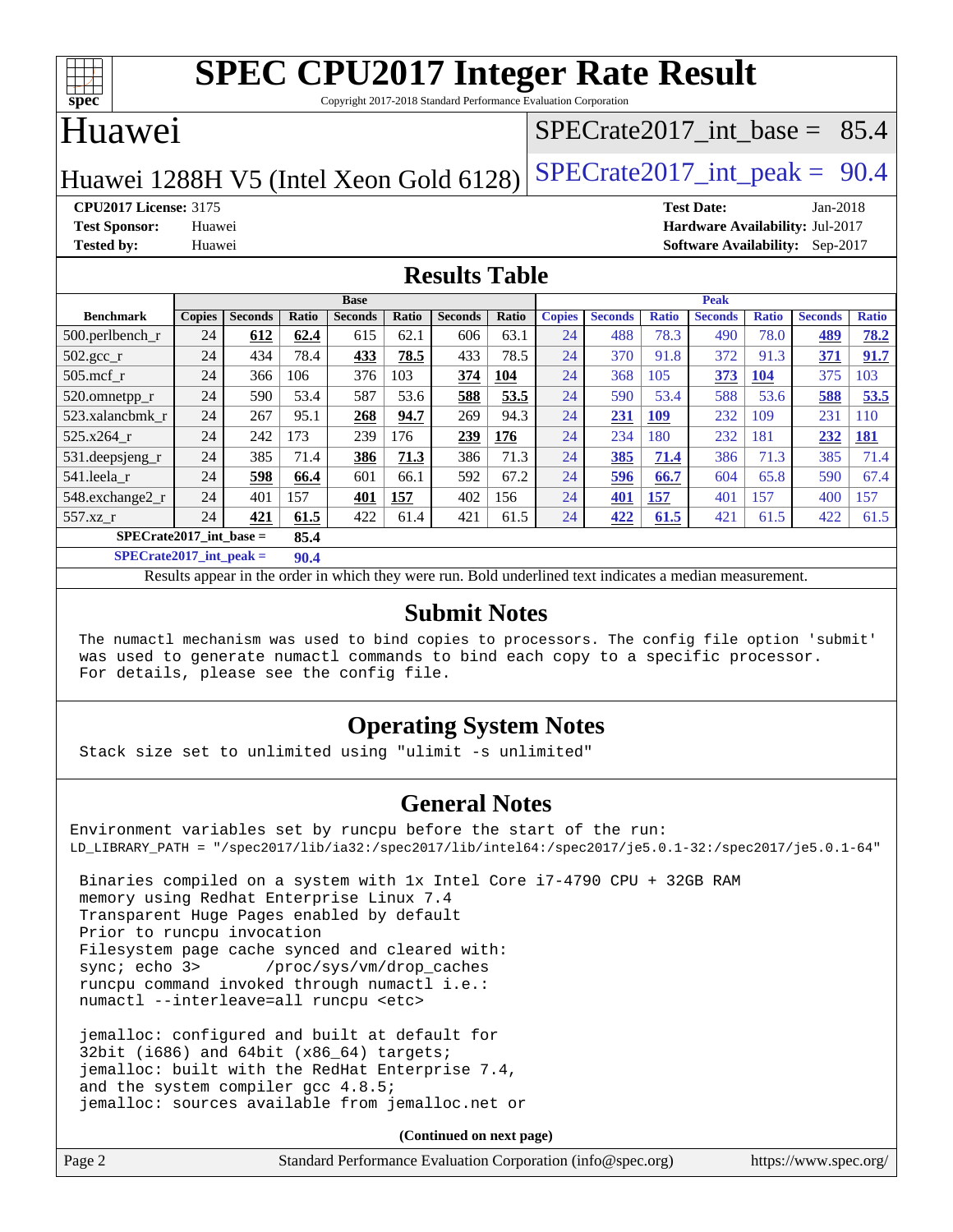# SPEC CPU2017 Integer Rate Result

Copyright 2017-2018 Standard Performance Evaluation Corporation

## Huawei

Huawei 1288H V5 (Intel Xeon Gold 6128)

SPECrate2017_int_base = 85.4

SPECrate2017_int_peak = 90.4

**CPU2017 License:** 3175
**Test Sponsor:** Huawei
**Tested by:** Huawei

**Test Date:** Jan-2018
**Hardware Availability:** Jul-2017
**Software Availability:** Sep-2017

## Results Table

| | Base | | | | | | | Peak | | | | | | |
|---|---|---|---|---|---|---|---|---|---|---|---|---|---|---|
| **Benchmark** | **Copies** | **Seconds** | **Ratio** | **Seconds** | **Ratio** | **Seconds** | **Ratio** | **Copies** | **Seconds** | **Ratio** | **Seconds** | **Ratio** | **Seconds** | **Ratio** |
| 500.perlbench_r | 24 | **612** | **62.4** | 615 | 62.1 | 606 | 63.1 | 24 | 488 | 78.3 | 490 | 78.0 | **489** | **78.2** |
| 502.gcc_r | 24 | 434 | 78.4 | **433** | **78.5** | 433 | 78.5 | 24 | 370 | 91.8 | 372 | 91.3 | **371** | **91.7** |
| 505.mcf_r | 24 | 366 | 106 | 376 | 103 | **374** | **104** | 24 | 368 | 105 | **373** | **104** | 375 | 103 |
| 520.omnetpp_r | 24 | 590 | 53.4 | 587 | 53.6 | **588** | **53.5** | 24 | 590 | 53.4 | 588 | 53.6 | **588** | **53.5** |
| 523.xalancbmk_r | 24 | 267 | 95.1 | **268** | **94.7** | 269 | 94.3 | 24 | **231** | **109** | 232 | 109 | 231 | 110 |
| 525.x264_r | 24 | 242 | 173 | 239 | 176 | **239** | **176** | 24 | 234 | 180 | 232 | 181 | **232** | **181** |
| 531.deepsjeng_r | 24 | 385 | 71.4 | **386** | **71.3** | 386 | 71.3 | 24 | **385** | **71.4** | 386 | 71.3 | 385 | 71.4 |
| 541.leela_r | 24 | **598** | **66.4** | 601 | 66.1 | 592 | 67.2 | 24 | **596** | **66.7** | 604 | 65.8 | 590 | 67.4 |
| 548.exchange2_r | 24 | 401 | 157 | **401** | **157** | 402 | 156 | 24 | **401** | **157** | 401 | 157 | 400 | 157 |
| 557.xz_r | 24 | **421** | **61.5** | 422 | 61.4 | 421 | 61.5 | 24 | **422** | **61.5** | 421 | 61.5 | 422 | 61.5 |
| **SPECrate2017_int_base =** | | | **85.4** | | | | | | | | | | | |
| **SPECrate2017_int_peak =** | | | **90.4** | | | | | | | | | | | |

Results appear in the order in which they were run. Bold underlined text indicates a median measurement.

## Submit Notes

```
The numactl mechanism was used to bind copies to processors. The config file option 'submit'
was used to generate numactl commands to bind each copy to a specific processor.
For details, please see the config file.
```

## Operating System Notes

```
Stack size set to unlimited using "ulimit -s unlimited"
```

## General Notes

```
Environment variables set by runcpu before the start of the run:
LD_LIBRARY_PATH = "/spec2017/lib/ia32:/spec2017/lib/intel64:/spec2017/je5.0.1-32:/spec2017/je5.0.1-64"

 Binaries compiled on a system with 1x Intel Core i7-4790 CPU + 32GB RAM
 memory using Redhat Enterprise Linux 7.4
 Transparent Huge Pages enabled by default
 Prior to runcpu invocation
 Filesystem page cache synced and cleared with:
 sync; echo 3>       /proc/sys/vm/drop_caches
 runcpu command invoked through numactl i.e.:
 numactl --interleave=all runcpu <etc>

 jemalloc: configured and built at default for
 32bit (i686) and 64bit (x86_64) targets;
 jemalloc: built with the RedHat Enterprise 7.4,
 and the system compiler gcc 4.8.5;
 jemalloc: sources available from jemalloc.net or
```

**(Continued on next page)**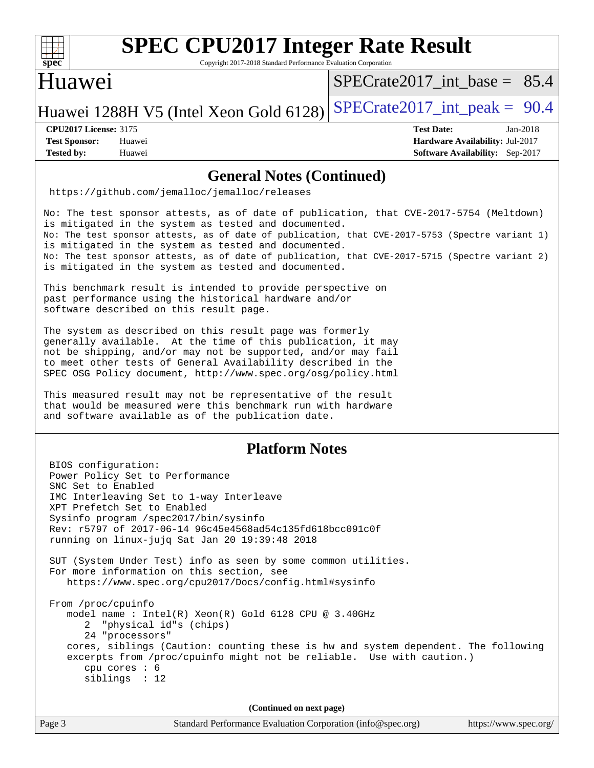## General Notes (Continued)

```
https://github.com/jemalloc/jemalloc/releases

No: The test sponsor attests, as of date of publication, that CVE-2017-5754 (Meltdown)
is mitigated in the system as tested and documented.
No: The test sponsor attests, as of date of publication, that CVE-2017-5753 (Spectre variant 1)
is mitigated in the system as tested and documented.
No: The test sponsor attests, as of date of publication, that CVE-2017-5715 (Spectre variant 2)
is mitigated in the system as tested and documented.

This benchmark result is intended to provide perspective on
past performance using the historical hardware and/or
software described on this result page.

The system as described on this result page was formerly
generally available.  At the time of this publication, it may
not be shipping, and/or may not be supported, and/or may fail
to meet other tests of General Availability described in the
SPEC OSG Policy document, http://www.spec.org/osg/policy.html

This measured result may not be representative of the result
that would be measured were this benchmark run with hardware
and software available as of the publication date.
```

## Platform Notes

```
BIOS configuration:
Power Policy Set to Performance
SNC Set to Enabled
IMC Interleaving Set to 1-way Interleave
XPT Prefetch Set to Enabled
Sysinfo program /spec2017/bin/sysinfo
Rev: r5797 of 2017-06-14 96c45e4568ad54c135fd618bcc091c0f
running on linux-jujq Sat Jan 20 19:39:48 2018

SUT (System Under Test) info as seen by some common utilities.
For more information on this section, see
   https://www.spec.org/cpu2017/Docs/config.html#sysinfo

From /proc/cpuinfo
   model name : Intel(R) Xeon(R) Gold 6128 CPU @ 3.40GHz
      2  "physical id"s (chips)
      24 "processors"
   cores, siblings (Caution: counting these is hw and system dependent. The following
   excerpts from /proc/cpuinfo might not be reliable.  Use with caution.)
      cpu cores : 6
      siblings  : 12
```

(Continued on next page)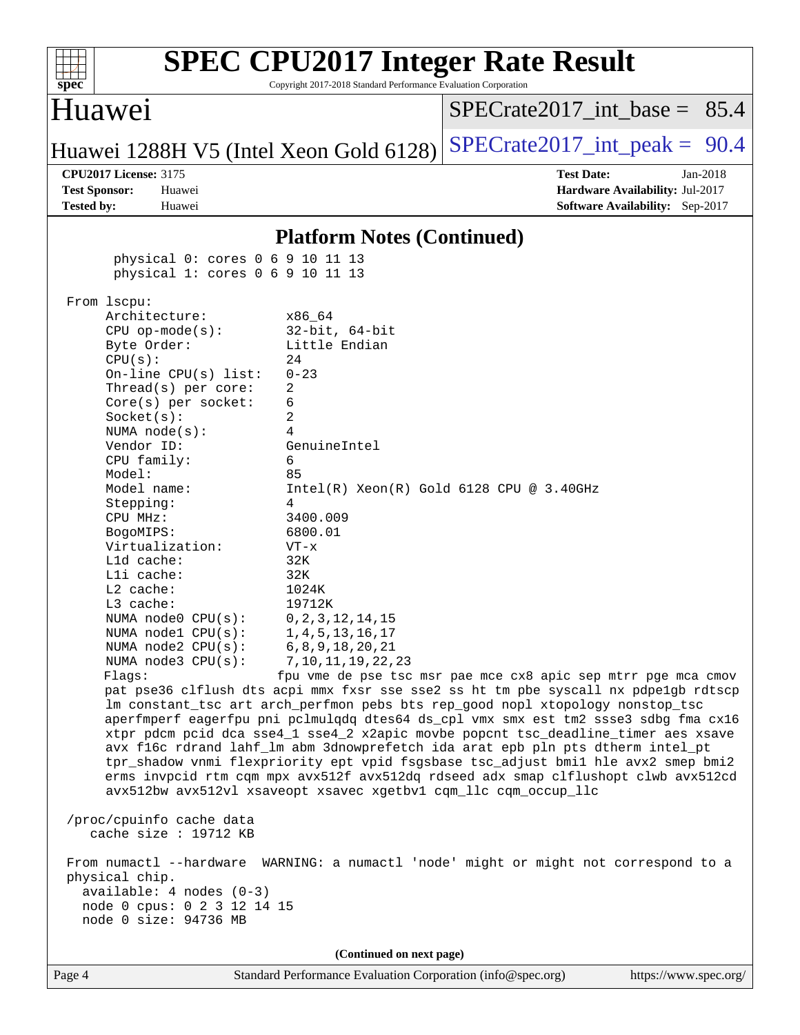## Platform Notes (Continued)

```
      physical 0: cores 0 6 9 10 11 13
      physical 1: cores 0 6 9 10 11 13

 From lscpu:
     Architecture:          x86_64
     CPU op-mode(s):        32-bit, 64-bit
     Byte Order:            Little Endian
     CPU(s):                24
     On-line CPU(s) list:   0-23
     Thread(s) per core:    2
     Core(s) per socket:    6
     Socket(s):             2
     NUMA node(s):          4
     Vendor ID:             GenuineIntel
     CPU family:            6
     Model:                 85
     Model name:            Intel(R) Xeon(R) Gold 6128 CPU @ 3.40GHz
     Stepping:              4
     CPU MHz:               3400.009
     BogoMIPS:              6800.01
     Virtualization:        VT-x
     L1d cache:             32K
     L1i cache:             32K
     L2 cache:              1024K
     L3 cache:              19712K
     NUMA node0 CPU(s):     0,2,3,12,14,15
     NUMA node1 CPU(s):     1,4,5,13,16,17
     NUMA node2 CPU(s):     6,8,9,18,20,21
     NUMA node3 CPU(s):     7,10,11,19,22,23
     Flags:                fpu vme de pse tsc msr pae mce cx8 apic sep mtrr pge mca cmov
     pat pse36 clflush dts acpi mmx fxsr sse sse2 ss ht tm pbe syscall nx pdpe1gb rdtscp
     lm constant_tsc art arch_perfmon pebs bts rep_good nopl xtopology nonstop_tsc
     aperfmperf eagerfpu pni pclmulqdq dtes64 ds_cpl vmx smx est tm2 ssse3 sdbg fma cx16
     xtpr pdcm pcid dca sse4_1 sse4_2 x2apic movbe popcnt tsc_deadline_timer aes xsave
     avx f16c rdrand lahf_lm abm 3dnowprefetch ida arat epb pln pts dtherm intel_pt
     tpr_shadow vnmi flexpriority ept vpid fsgsbase tsc_adjust bmi1 hle avx2 smep bmi2
     erms invpcid rtm cqm mpx avx512f avx512dq rdseed adx smap clflushopt clwb avx512cd
     avx512bw avx512vl xsaveopt xsavec xgetbv1 cqm_llc cqm_occup_llc

 /proc/cpuinfo cache data
    cache size : 19712 KB

 From numactl --hardware  WARNING: a numactl 'node' might or might not correspond to a
 physical chip.
   available: 4 nodes (0-3)
   node 0 cpus: 0 2 3 12 14 15
   node 0 size: 94736 MB
```

(Continued on next page)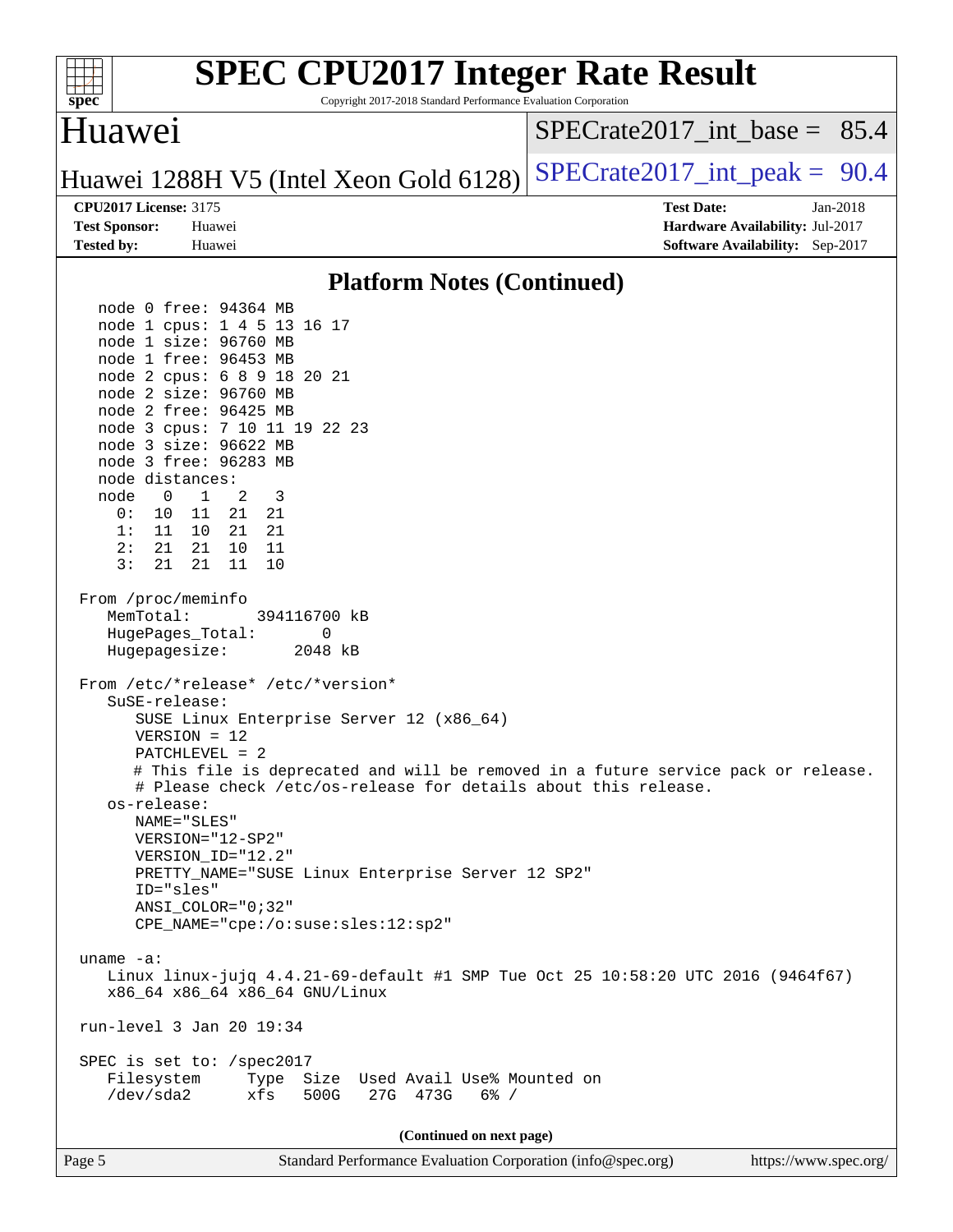# SPEC CPU2017 Integer Rate Result

Copyright 2017-2018 Standard Performance Evaluation Corporation

## Huawei

Huawei 1288H V5 (Intel Xeon Gold 6128)

SPECrate2017_int_base = 85.4

SPECrate2017_int_peak = 90.4

**CPU2017 License:** 3175
**Test Sponsor:** Huawei
**Tested by:** Huawei

**Test Date:** Jan-2018
**Hardware Availability:** Jul-2017
**Software Availability:** Sep-2017

### Platform Notes (Continued)

```
    node 0 free: 94364 MB
    node 1 cpus: 1 4 5 13 16 17
    node 1 size: 96760 MB
    node 1 free: 96453 MB
    node 2 cpus: 6 8 9 18 20 21
    node 2 size: 96760 MB
    node 2 free: 96425 MB
    node 3 cpus: 7 10 11 19 22 23
    node 3 size: 96622 MB
    node 3 free: 96283 MB
    node distances:
    node   0   1   2   3
      0:  10  11  21  21
      1:  11  10  21  21
      2:  21  21  10  11
      3:  21  21  11  10

  From /proc/meminfo
     MemTotal:       394116700 kB
     HugePages_Total:       0
     Hugepagesize:       2048 kB

  From /etc/*release* /etc/*version*
     SuSE-release:
        SUSE Linux Enterprise Server 12 (x86_64)
        VERSION = 12
        PATCHLEVEL = 2
        # This file is deprecated and will be removed in a future service pack or release.
        # Please check /etc/os-release for details about this release.
     os-release:
        NAME="SLES"
        VERSION="12-SP2"
        VERSION_ID="12.2"
        PRETTY_NAME="SUSE Linux Enterprise Server 12 SP2"
        ID="sles"
        ANSI_COLOR="0;32"
        CPE_NAME="cpe:/o:suse:sles:12:sp2"

  uname -a:
     Linux linux-jujq 4.4.21-69-default #1 SMP Tue Oct 25 10:58:20 UTC 2016 (9464f67)
     x86_64 x86_64 x86_64 GNU/Linux

  run-level 3 Jan 20 19:34

  SPEC is set to: /spec2017
     Filesystem     Type  Size  Used Avail Use% Mounted on
     /dev/sda2      xfs   500G   27G  473G   6% /
```

(Continued on next page)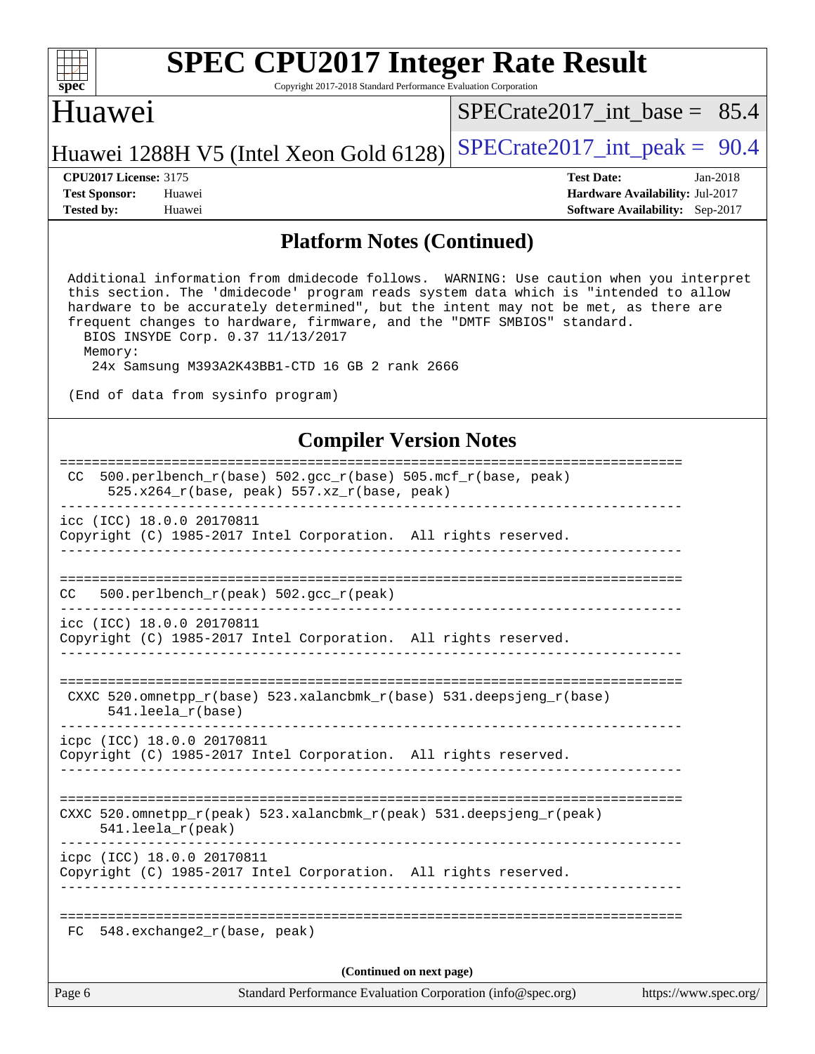## Platform Notes (Continued)

```
 Additional information from dmidecode follows.  WARNING: Use caution when you interpret
 this section. The 'dmidecode' program reads system data which is "intended to allow
 hardware to be accurately determined", but the intent may not be met, as there are
 frequent changes to hardware, firmware, and the "DMTF SMBIOS" standard.
   BIOS INSYDE Corp. 0.37 11/13/2017
   Memory:
    24x Samsung M393A2K43BB1-CTD 16 GB 2 rank 2666

 (End of data from sysinfo program)
```

## Compiler Version Notes

```
==============================================================================
 CC  500.perlbench_r(base) 502.gcc_r(base) 505.mcf_r(base, peak)
      525.x264_r(base, peak) 557.xz_r(base, peak)
------------------------------------------------------------------------------
icc (ICC) 18.0.0 20170811
Copyright (C) 1985-2017 Intel Corporation.  All rights reserved.
------------------------------------------------------------------------------

==============================================================================
CC   500.perlbench_r(peak) 502.gcc_r(peak)
------------------------------------------------------------------------------
icc (ICC) 18.0.0 20170811
Copyright (C) 1985-2017 Intel Corporation.  All rights reserved.
------------------------------------------------------------------------------

==============================================================================
 CXXC 520.omnetpp_r(base) 523.xalancbmk_r(base) 531.deepsjeng_r(base)
      541.leela_r(base)
------------------------------------------------------------------------------
icpc (ICC) 18.0.0 20170811
Copyright (C) 1985-2017 Intel Corporation.  All rights reserved.
------------------------------------------------------------------------------

==============================================================================
CXXC 520.omnetpp_r(peak) 523.xalancbmk_r(peak) 531.deepsjeng_r(peak)
     541.leela_r(peak)
------------------------------------------------------------------------------
icpc (ICC) 18.0.0 20170811
Copyright (C) 1985-2017 Intel Corporation.  All rights reserved.
------------------------------------------------------------------------------

==============================================================================
 FC  548.exchange2_r(base, peak)
```

(Continued on next page)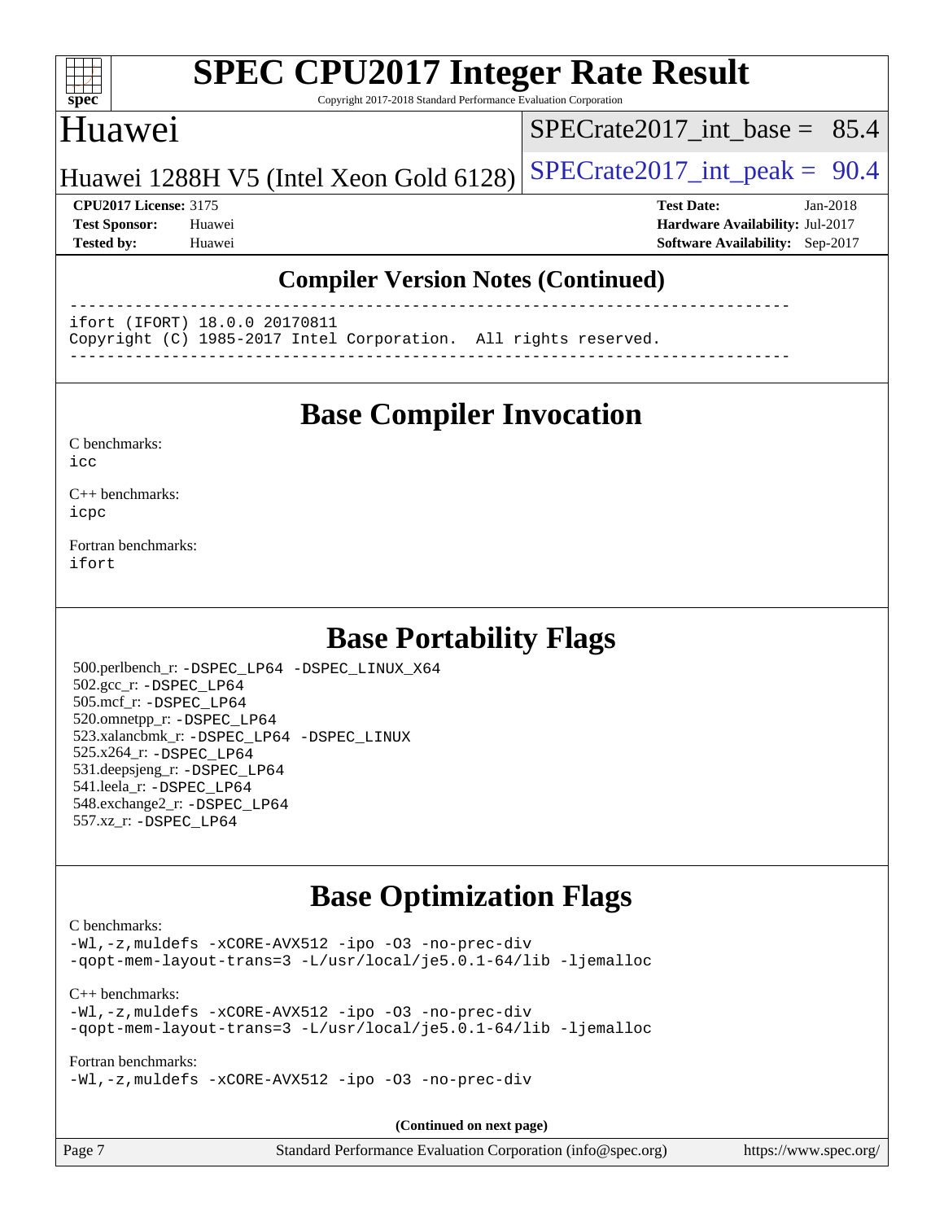## Compiler Version Notes (Continued)

```
------------------------------------------------------------------------------
ifort (IFORT) 18.0.0 20170811
Copyright (C) 1985-2017 Intel Corporation.  All rights reserved.
------------------------------------------------------------------------------
```

## Base Compiler Invocation

C benchmarks:
icc

C++ benchmarks:
icpc

Fortran benchmarks:
ifort

## Base Portability Flags

500.perlbench_r: -DSPEC_LP64 -DSPEC_LINUX_X64
502.gcc_r: -DSPEC_LP64
505.mcf_r: -DSPEC_LP64
520.omnetpp_r: -DSPEC_LP64
523.xalancbmk_r: -DSPEC_LP64 -DSPEC_LINUX
525.x264_r: -DSPEC_LP64
531.deepsjeng_r: -DSPEC_LP64
541.leela_r: -DSPEC_LP64
548.exchange2_r: -DSPEC_LP64
557.xz_r: -DSPEC_LP64

## Base Optimization Flags

C benchmarks:
-Wl,-z,muldefs -xCORE-AVX512 -ipo -O3 -no-prec-div
-qopt-mem-layout-trans=3 -L/usr/local/je5.0.1-64/lib -ljemalloc

C++ benchmarks:
-Wl,-z,muldefs -xCORE-AVX512 -ipo -O3 -no-prec-div
-qopt-mem-layout-trans=3 -L/usr/local/je5.0.1-64/lib -ljemalloc

Fortran benchmarks:
-Wl,-z,muldefs -xCORE-AVX512 -ipo -O3 -no-prec-div

**(Continued on next page)**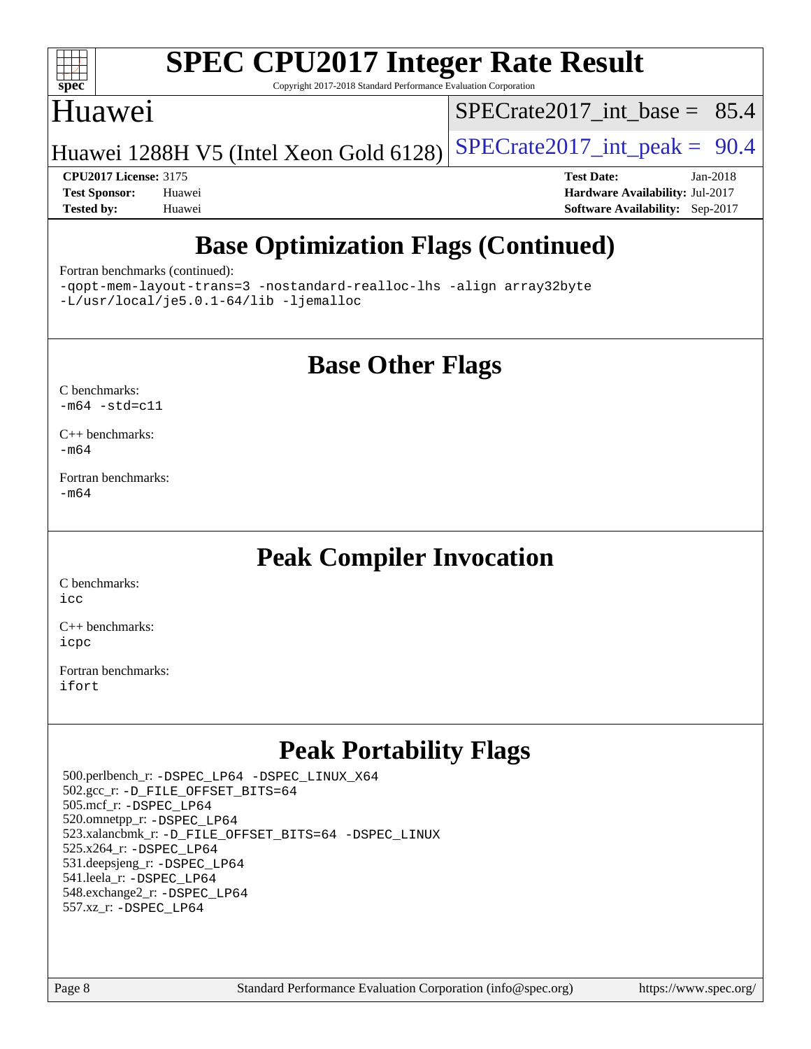# Base Optimization Flags (Continued)

Fortran benchmarks (continued):

```
-qopt-mem-layout-trans=3 -nostandard-realloc-lhs -align array32byte
-L/usr/local/je5.0.1-64/lib -ljemalloc
```

# Base Other Flags

C benchmarks:

```
-m64 -std=c11
```

C++ benchmarks:

```
-m64
```

Fortran benchmarks:

```
-m64
```

# Peak Compiler Invocation

C benchmarks:

```
icc
```

C++ benchmarks:

```
icpc
```

Fortran benchmarks:

```
ifort
```

# Peak Portability Flags

500.perlbench_r: -DSPEC_LP64 -DSPEC_LINUX_X64
502.gcc_r: -D_FILE_OFFSET_BITS=64
505.mcf_r: -DSPEC_LP64
520.omnetpp_r: -DSPEC_LP64
523.xalancbmk_r: -D_FILE_OFFSET_BITS=64 -DSPEC_LINUX
525.x264_r: -DSPEC_LP64
531.deepsjeng_r: -DSPEC_LP64
541.leela_r: -DSPEC_LP64
548.exchange2_r: -DSPEC_LP64
557.xz_r: -DSPEC_LP64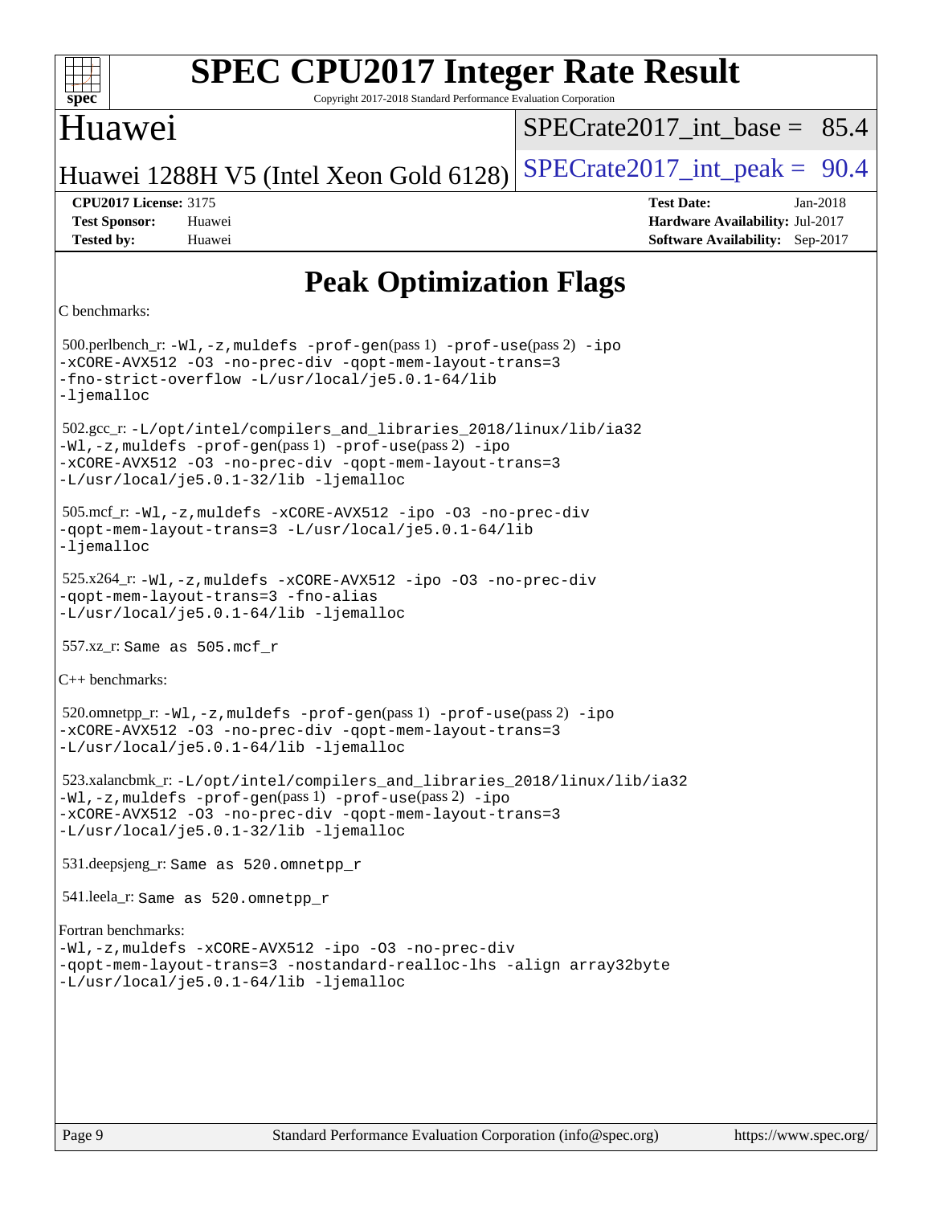# Peak Optimization Flags

C benchmarks:

500.perlbench_r: -Wl,-z,muldefs -prof-gen(pass 1) -prof-use(pass 2) -ipo -xCORE-AVX512 -O3 -no-prec-div -qopt-mem-layout-trans=3 -fno-strict-overflow -L/usr/local/je5.0.1-64/lib -ljemalloc

502.gcc_r: -L/opt/intel/compilers_and_libraries_2018/linux/lib/ia32 -Wl,-z,muldefs -prof-gen(pass 1) -prof-use(pass 2) -ipo -xCORE-AVX512 -O3 -no-prec-div -qopt-mem-layout-trans=3 -L/usr/local/je5.0.1-32/lib -ljemalloc

505.mcf_r: -Wl,-z,muldefs -xCORE-AVX512 -ipo -O3 -no-prec-div -qopt-mem-layout-trans=3 -L/usr/local/je5.0.1-64/lib -ljemalloc

525.x264_r: -Wl,-z,muldefs -xCORE-AVX512 -ipo -O3 -no-prec-div -qopt-mem-layout-trans=3 -fno-alias -L/usr/local/je5.0.1-64/lib -ljemalloc

557.xz_r: Same as 505.mcf_r

C++ benchmarks:

520.omnetpp_r: -Wl,-z,muldefs -prof-gen(pass 1) -prof-use(pass 2) -ipo -xCORE-AVX512 -O3 -no-prec-div -qopt-mem-layout-trans=3 -L/usr/local/je5.0.1-64/lib -ljemalloc

523.xalancbmk_r: -L/opt/intel/compilers_and_libraries_2018/linux/lib/ia32 -Wl,-z,muldefs -prof-gen(pass 1) -prof-use(pass 2) -ipo -xCORE-AVX512 -O3 -no-prec-div -qopt-mem-layout-trans=3 -L/usr/local/je5.0.1-32/lib -ljemalloc

531.deepsjeng_r: Same as 520.omnetpp_r

541.leela_r: Same as 520.omnetpp_r

Fortran benchmarks:

-Wl,-z,muldefs -xCORE-AVX512 -ipo -O3 -no-prec-div -qopt-mem-layout-trans=3 -nostandard-realloc-lhs -align array32byte -L/usr/local/je5.0.1-64/lib -ljemalloc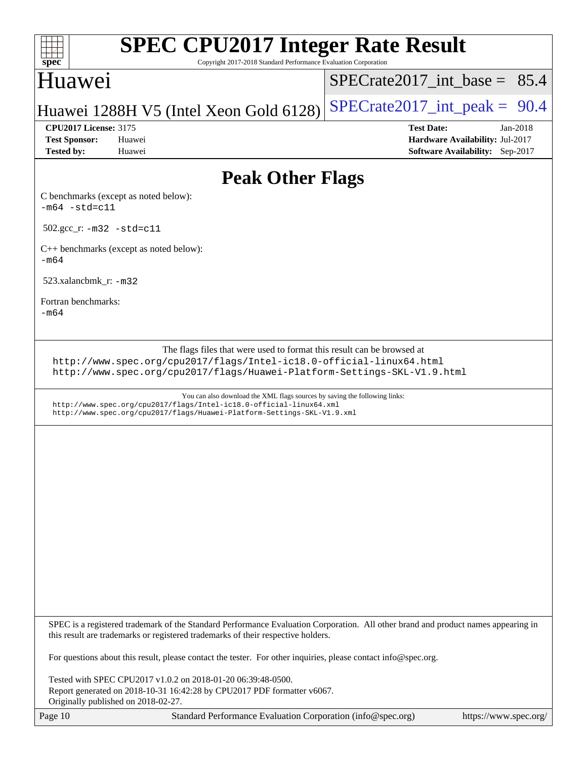# Peak Other Flags

C benchmarks (except as noted below):
`-m64 -std=c11`

502.gcc_r: `-m32 -std=c11`

C++ benchmarks (except as noted below):
`-m64`

523.xalancbmk_r: `-m32`

Fortran benchmarks:
`-m64`

The flags files that were used to format this result can be browsed at
http://www.spec.org/cpu2017/flags/Intel-ic18.0-official-linux64.html
http://www.spec.org/cpu2017/flags/Huawei-Platform-Settings-SKL-V1.9.html

You can also download the XML flags sources by saving the following links:
http://www.spec.org/cpu2017/flags/Intel-ic18.0-official-linux64.xml
http://www.spec.org/cpu2017/flags/Huawei-Platform-Settings-SKL-V1.9.xml

SPEC is a registered trademark of the Standard Performance Evaluation Corporation. All other brand and product names appearing in this result are trademarks or registered trademarks of their respective holders.

For questions about this result, please contact the tester. For other inquiries, please contact info@spec.org.

Tested with SPEC CPU2017 v1.0.2 on 2018-01-20 06:39:48-0500.
Report generated on 2018-10-31 16:42:28 by CPU2017 PDF formatter v6067.
Originally published on 2018-02-27.